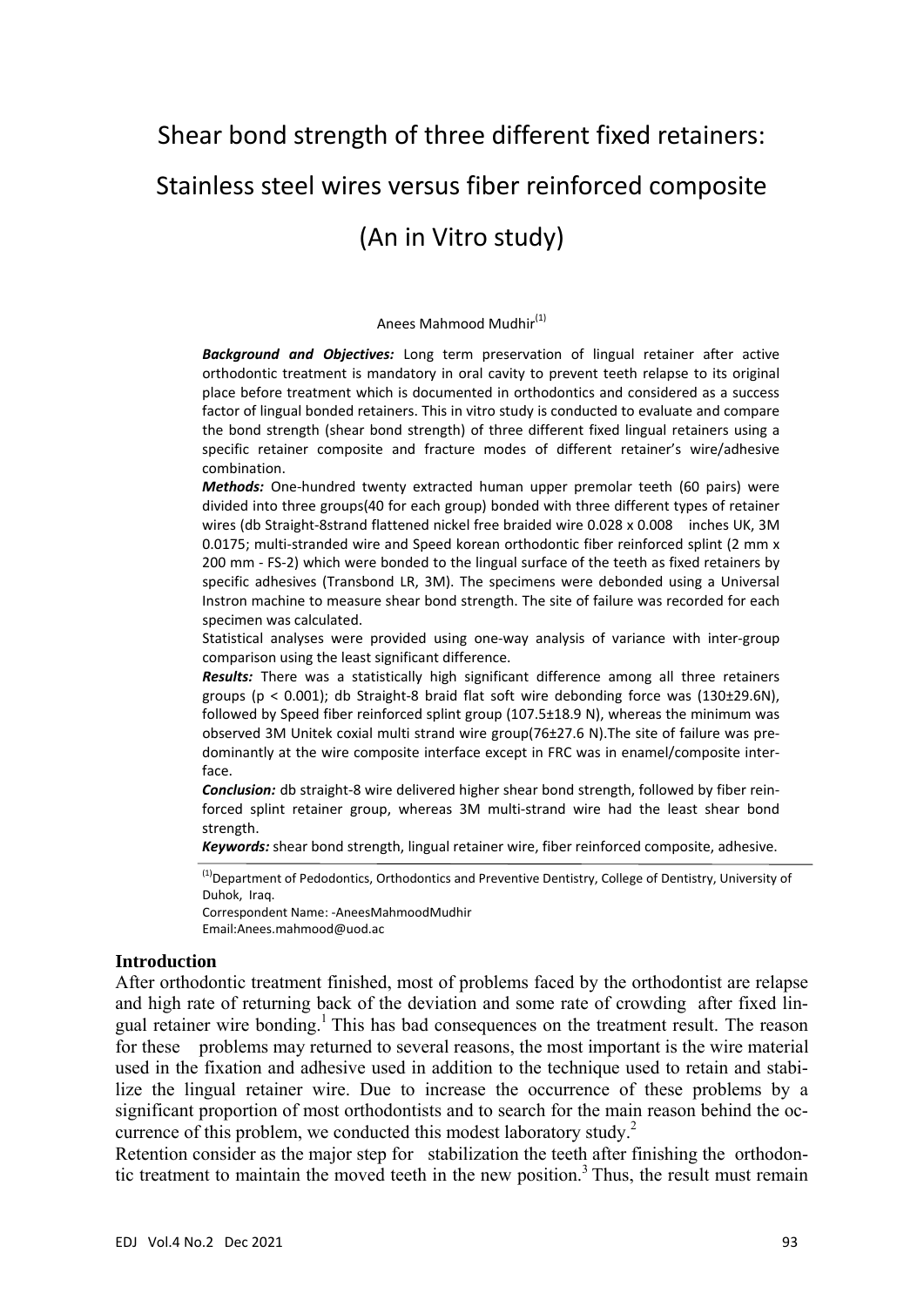# Shear bond strength of three different fixed retainers: Stainless steel wires versus fiber reinforced composite (An in Vitro study)

Anees Mahmood Mudhir[1]

***Background and Objectives:*** Long term preservation of lingual retainer after active orthodontic treatment is mandatory in oral cavity to prevent teeth relapse to its original place before treatment which is documented in orthodontics and considered as a success factor of lingual bonded retainers. This in vitro study is conducted to evaluate and compare the bond strength (shear bond strength) of three different fixed lingual retainers using a specific retainer composite and fracture modes of different retainer's wire/adhesive combination.

***Methods:*** One-hundred twenty extracted human upper premolar teeth (60 pairs) were divided into three groups(40 for each group) bonded with three different types of retainer wires (db Straight-8strand flattened nickel free braided wire 0.028 x 0.008 inches UK, 3M 0.0175; multi-stranded wire and Speed korean orthodontic fiber reinforced splint (2 mm x 200 mm - FS-2) which were bonded to the lingual surface of the teeth as fixed retainers by specific adhesives (Transbond LR, 3M). The specimens were debonded using a Universal Instron machine to measure shear bond strength. The site of failure was recorded for each specimen was calculated.

Statistical analyses were provided using one-way analysis of variance with inter-group comparison using the least significant difference.

***Results:*** There was a statistically high significant difference among all three retainers groups ($p < 0.001$); db Straight-8 braid flat soft wire debonding force was (130±29.6N), followed by Speed fiber reinforced splint group (107.5±18.9 N), whereas the minimum was observed 3M Unitek coxial multi strand wire group(76±27.6 N).The site of failure was predominantly at the wire composite interface except in FRC was in enamel/composite interface.

***Conclusion:*** db straight-8 wire delivered higher shear bond strength, followed by fiber reinforced splint retainer group, whereas 3M multi-strand wire had the least shear bond strength.

***Keywords:*** shear bond strength, lingual retainer wire, fiber reinforced composite, adhesive.

[1]Department of Pedodontics, Orthodontics and Preventive Dentistry, College of Dentistry, University of Duhok, Iraq.
Correspondent Name: -AneesMahmoodMudhir
Email:Anees.mahmood@uod.ac

## Introduction

After orthodontic treatment finished, most of problems faced by the orthodontist are relapse and high rate of returning back of the deviation and some rate of crowding after fixed lingual retainer wire bonding.[1] This has bad consequences on the treatment result. The reason for these problems may returned to several reasons, the most important is the wire material used in the fixation and adhesive used in addition to the technique used to retain and stabilize the lingual retainer wire. Due to increase the occurrence of these problems by a significant proportion of most orthodontists and to search for the main reason behind the occurrence of this problem, we conducted this modest laboratory study.[2]

Retention consider as the major step for stabilization the teeth after finishing the orthodontic treatment to maintain the moved teeth in the new position.[3] Thus, the result must remain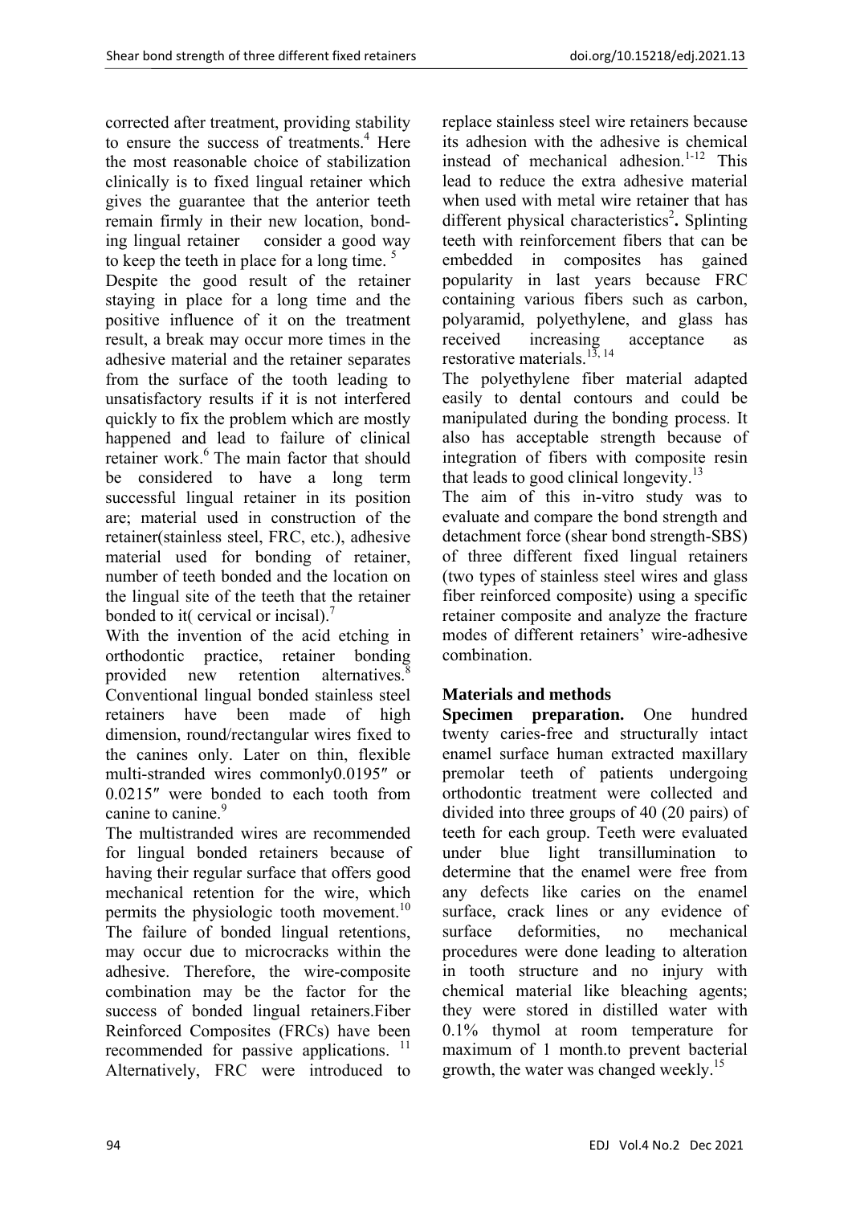corrected after treatment, providing stability to ensure the success of treatments.[4] Here the most reasonable choice of stabilization clinically is to fixed lingual retainer which gives the guarantee that the anterior teeth remain firmly in their new location, bonding lingual retainer consider a good way to keep the teeth in place for a long time. [5]

Despite the good result of the retainer staying in place for a long time and the positive influence of it on the treatment result, a break may occur more times in the adhesive material and the retainer separates from the surface of the tooth leading to unsatisfactory results if it is not interfered quickly to fix the problem which are mostly happened and lead to failure of clinical retainer work.[6] The main factor that should be considered to have a long term successful lingual retainer in its position are; material used in construction of the retainer(stainless steel, FRC, etc.), adhesive material used for bonding of retainer, number of teeth bonded and the location on the lingual site of the teeth that the retainer bonded to it( cervical or incisal).[7]

With the invention of the acid etching in orthodontic practice, retainer bonding provided new retention alternatives.[8] Conventional lingual bonded stainless steel retainers have been made of high dimension, round/rectangular wires fixed to the canines only. Later on thin, flexible multi-stranded wires commonly0.0195″ or 0.0215″ were bonded to each tooth from canine to canine.[9]

The multistranded wires are recommended for lingual bonded retainers because of having their regular surface that offers good mechanical retention for the wire, which permits the physiologic tooth movement.[10] The failure of bonded lingual retentions, may occur due to microcracks within the adhesive. Therefore, the wire-composite combination may be the factor for the success of bonded lingual retainers.Fiber Reinforced Composites (FRCs) have been recommended for passive applications. [11] Alternatively, FRC were introduced to replace stainless steel wire retainers because its adhesion with the adhesive is chemical instead of mechanical adhesion.[1-12] This lead to reduce the extra adhesive material when used with metal wire retainer that has different physical characteristics[2]**.** Splinting teeth with reinforcement fibers that can be embedded in composites has gained popularity in last years because FRC containing various fibers such as carbon, polyaramid, polyethylene, and glass has received increasing acceptance as restorative materials.[13, 14]

The polyethylene fiber material adapted easily to dental contours and could be manipulated during the bonding process. It also has acceptable strength because of integration of fibers with composite resin that leads to good clinical longevity.[13]

The aim of this in-vitro study was to evaluate and compare the bond strength and detachment force (shear bond strength-SBS) of three different fixed lingual retainers (two types of stainless steel wires and glass fiber reinforced composite) using a specific retainer composite and analyze the fracture modes of different retainers' wire-adhesive combination.

## Materials and methods

**Specimen preparation.** One hundred twenty caries-free and structurally intact enamel surface human extracted maxillary premolar teeth of patients undergoing orthodontic treatment were collected and divided into three groups of 40 (20 pairs) of teeth for each group. Teeth were evaluated under blue light transillumination to determine that the enamel were free from any defects like caries on the enamel surface, crack lines or any evidence of surface deformities, no mechanical procedures were done leading to alteration in tooth structure and no injury with chemical material like bleaching agents; they were stored in distilled water with 0.1% thymol at room temperature for maximum of 1 month.to prevent bacterial growth, the water was changed weekly.[15]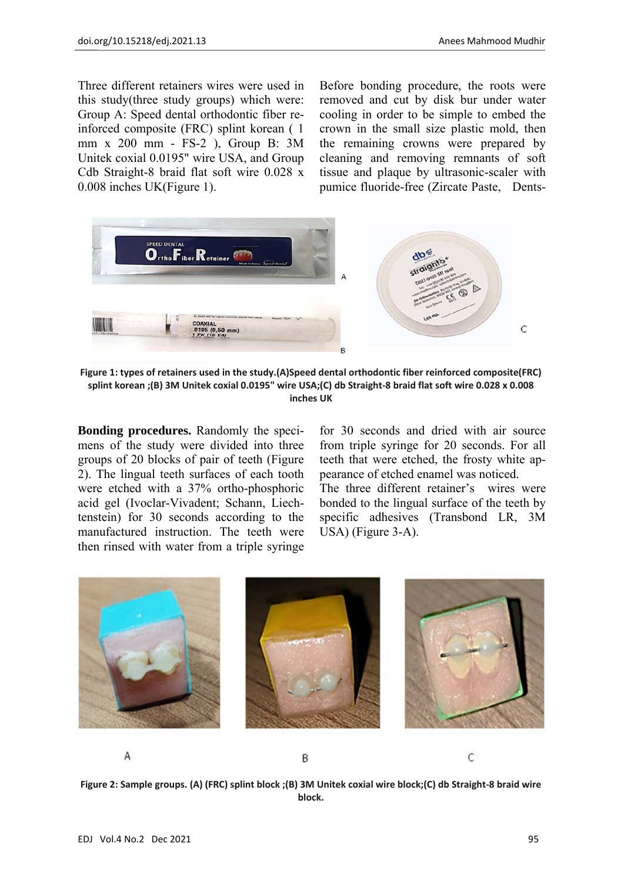Three different retainers wires were used in this study(three study groups) which were: Group A: Speed dental orthodontic fiber reinforced composite (FRC) splint korean ( 1 mm x 200 mm - FS-2 ), Group B: 3M Unitek coxial 0.0195" wire USA, and Group Cdb Straight-8 braid flat soft wire 0.028 x 0.008 inches UK(Figure 1).

Before bonding procedure, the roots were removed and cut by disk bur under water cooling in order to be simple to embed the crown in the small size plastic mold, then the remaining crowns were prepared by cleaning and removing remnants of soft tissue and plaque by ultrasonic-scaler with pumice fluoride-free (Zircate Paste, Dents-

**Figure 1: types of retainers used in the study.(A)Speed dental orthodontic fiber reinforced composite(FRC) splint korean ;(B) 3M Unitek coxial 0.0195" wire USA;(C) db Straight-8 braid flat soft wire 0.028 x 0.008 inches UK**

**Bonding procedures.** Randomly the specimens of the study were divided into three groups of 20 blocks of pair of teeth (Figure 2). The lingual teeth surfaces of each tooth were etched with a 37% ortho-phosphoric acid gel (Ivoclar-Vivadent; Schann, Liechtenstein) for 30 seconds according to the manufactured instruction. The teeth were then rinsed with water from a triple syringe for 30 seconds and dried with air source from triple syringe for 20 seconds. For all teeth that were etched, the frosty white appearance of etched enamel was noticed.

The three different retainer's wires were bonded to the lingual surface of the teeth by specific adhesives (Transbond LR, 3M USA) (Figure 3-A).

**Figure 2: Sample groups. (A) (FRC) splint block ;(B) 3M Unitek coxial wire block;(C) db Straight-8 braid wire block.**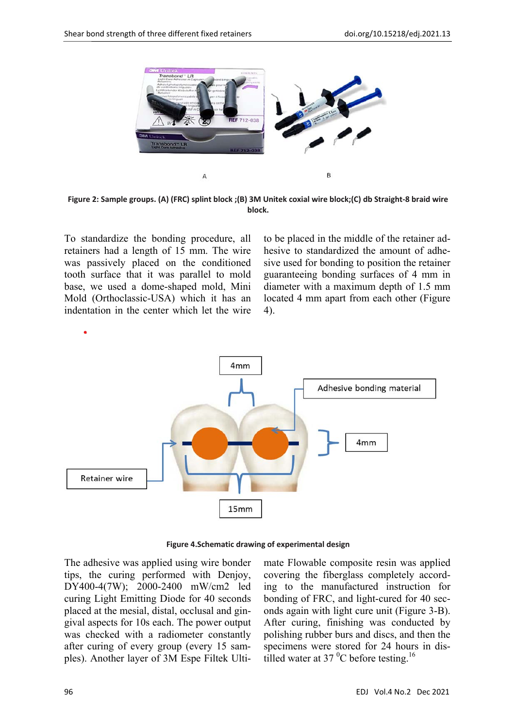Figure 2: Sample groups. (A) (FRC) splint block ;(B) 3M Unitek coxial wire block;(C) db Straight-8 braid wire block.

To standardize the bonding procedure, all retainers had a length of 15 mm. The wire was passively placed on the conditioned tooth surface that it was parallel to mold base, we used a dome-shaped mold, Mini Mold (Orthoclassic-USA) which it has an indentation in the center which let the wire to be placed in the middle of the retainer adhesive to standardized the amount of adhesive used for bonding to position the retainer guaranteeing bonding surfaces of 4 mm in diameter with a maximum depth of 1.5 mm located 4 mm apart from each other (Figure 4).

Figure 4.Schematic drawing of experimental design

The adhesive was applied using wire bonder tips, the curing performed with Denjoy, DY400-4(7W); 2000-2400 mW/cm2 led curing Light Emitting Diode for 40 seconds placed at the mesial, distal, occlusal and gingival aspects for 10s each. The power output was checked with a radiometer constantly after curing of every group (every 15 samples). Another layer of 3M Espe Filtek Ultimate Flowable composite resin was applied covering the fiberglass completely according to the manufactured instruction for bonding of FRC, and light-cured for 40 seconds again with light cure unit (Figure 3-B). After curing, finishing was conducted by polishing rubber burs and discs, and then the specimens were stored for 24 hours in distilled water at 37 $^{0}$C before testing.[16]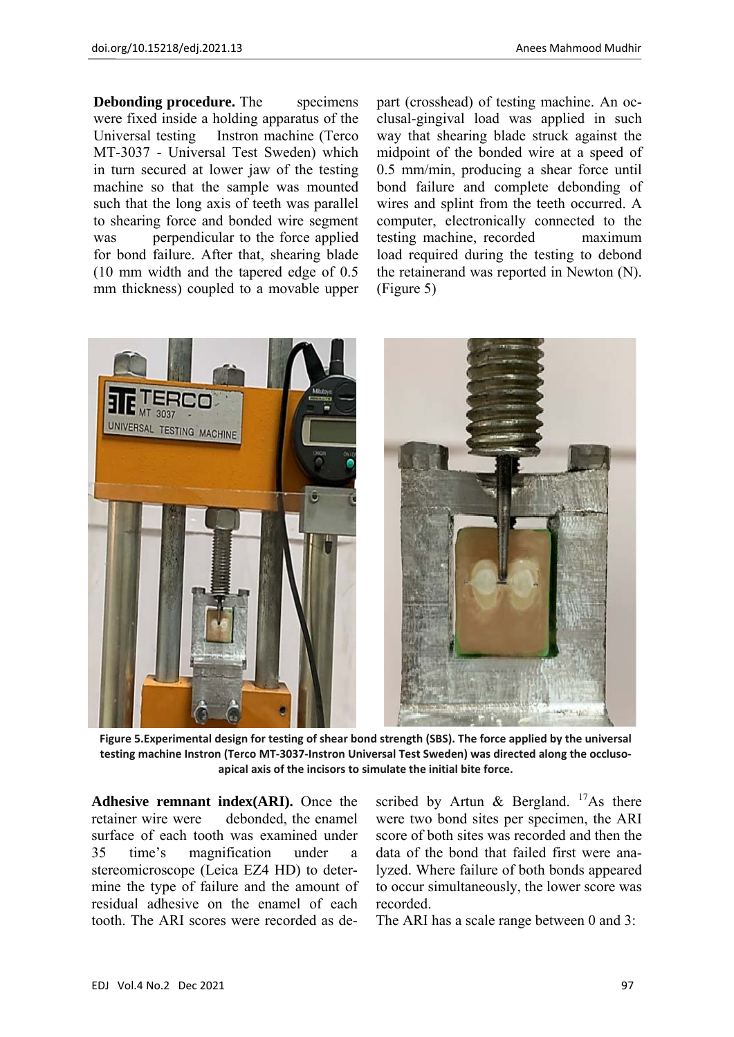**Debonding procedure.** The specimens were fixed inside a holding apparatus of the Universal testing Instron machine (Terco MT-3037 - Universal Test Sweden) which in turn secured at lower jaw of the testing machine so that the sample was mounted such that the long axis of teeth was parallel to shearing force and bonded wire segment was perpendicular to the force applied for bond failure. After that, shearing blade (10 mm width and the tapered edge of 0.5 mm thickness) coupled to a movable upper part (crosshead) of testing machine. An occlusal-gingival load was applied in such way that shearing blade struck against the midpoint of the bonded wire at a speed of 0.5 mm/min, producing a shear force until bond failure and complete debonding of wires and splint from the teeth occurred. A computer, electronically connected to the testing machine, recorded maximum load required during the testing to debond the retainerand was reported in Newton (N). (Figure 5)

**Figure 5.Experimental design for testing of shear bond strength (SBS). The force applied by the universal testing machine Instron (Terco MT-3037-Instron Universal Test Sweden) was directed along the occluso-apical axis of the incisors to simulate the initial bite force.**

**Adhesive remnant index(ARI).** Once the retainer wire were debonded, the enamel surface of each tooth was examined under 35 time's magnification under a stereomicroscope (Leica EZ4 HD) to determine the type of failure and the amount of residual adhesive on the enamel of each tooth. The ARI scores were recorded as described by Artun & Bergland. [17]As there were two bond sites per specimen, the ARI score of both sites was recorded and then the data of the bond that failed first were analyzed. Where failure of both bonds appeared to occur simultaneously, the lower score was recorded.

The ARI has a scale range between 0 and 3: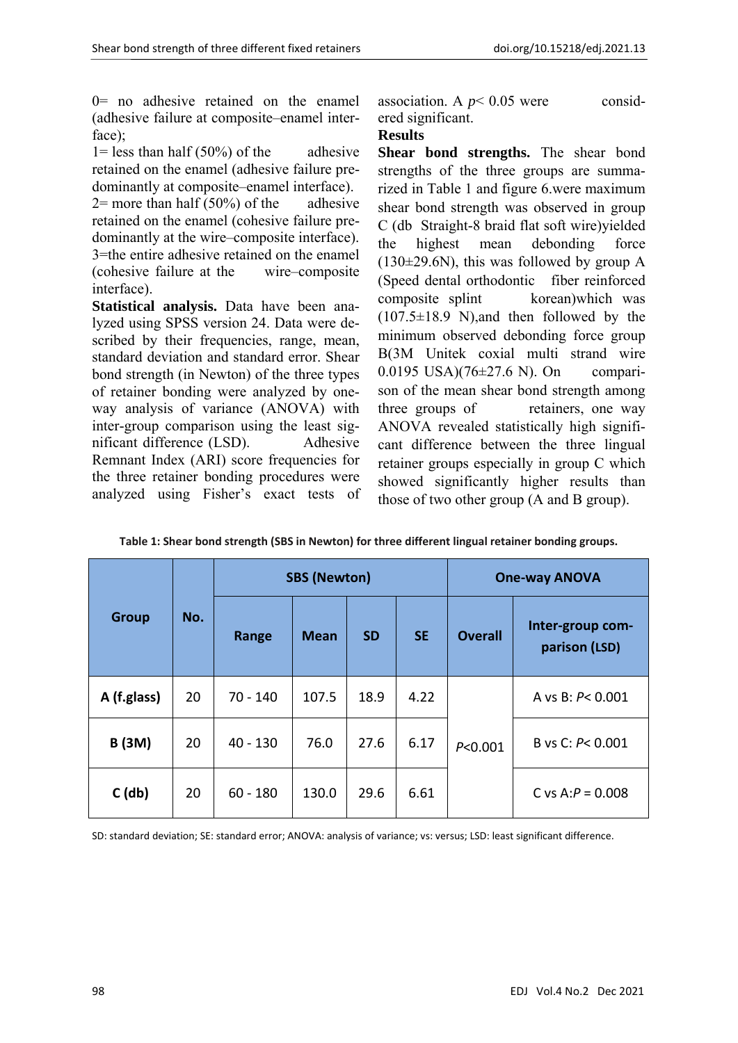0= no adhesive retained on the enamel (adhesive failure at composite–enamel interface);

1= less than half (50%) of the adhesive retained on the enamel (adhesive failure predominantly at composite–enamel interface).

2= more than half (50%) of the adhesive retained on the enamel (cohesive failure predominantly at the wire–composite interface).

3=the entire adhesive retained on the enamel (cohesive failure at the wire–composite interface).

**Statistical analysis.** Data have been analyzed using SPSS version 24. Data were described by their frequencies, range, mean, standard deviation and standard error. Shear bond strength (in Newton) of the three types of retainer bonding were analyzed by one-way analysis of variance (ANOVA) with inter-group comparison using the least significant difference (LSD). Adhesive Remnant Index (ARI) score frequencies for the three retainer bonding procedures were analyzed using Fisher's exact tests of association. A $p < 0.05$ were considered significant.

**Results**

**Shear bond strengths.** The shear bond strengths of the three groups are summarized in Table 1 and figure 6.were maximum shear bond strength was observed in group C (db Straight-8 braid flat soft wire)yielded the highest mean debonding force (130±29.6N), this was followed by group A (Speed dental orthodontic fiber reinforced composite splint korean)which was (107.5±18.9 N),and then followed by the minimum observed debonding force group B(3M Unitek coxial multi strand wire 0.0195 USA)(76±27.6 N). On comparison of the mean shear bond strength among three groups of retainers, one way ANOVA revealed statistically high significant difference between the three lingual retainer groups especially in group C which showed significantly higher results than those of two other group (A and B group).

**Table 1: Shear bond strength (SBS in Newton) for three different lingual retainer bonding groups.**

| Group | No. | SBS (Newton) | | | | One-way ANOVA | |
|---|---|---|---|---|---|---|---|
| | | Range | Mean | SD | SE | Overall | Inter-group comparison (LSD) |
| A (f.glass) | 20 | 70 - 140 | 107.5 | 18.9 | 4.22 | $P<0.001$ | A vs B: $P< 0.001$ |
| B (3M) | 20 | 40 - 130 | 76.0 | 27.6 | 6.17 | | B vs C: $P< 0.001$ |
| C (db) | 20 | 60 - 180 | 130.0 | 29.6 | 6.61 | | C vs A: $P = 0.008$ |

SD: standard deviation; SE: standard error; ANOVA: analysis of variance; vs: versus; LSD: least significant difference.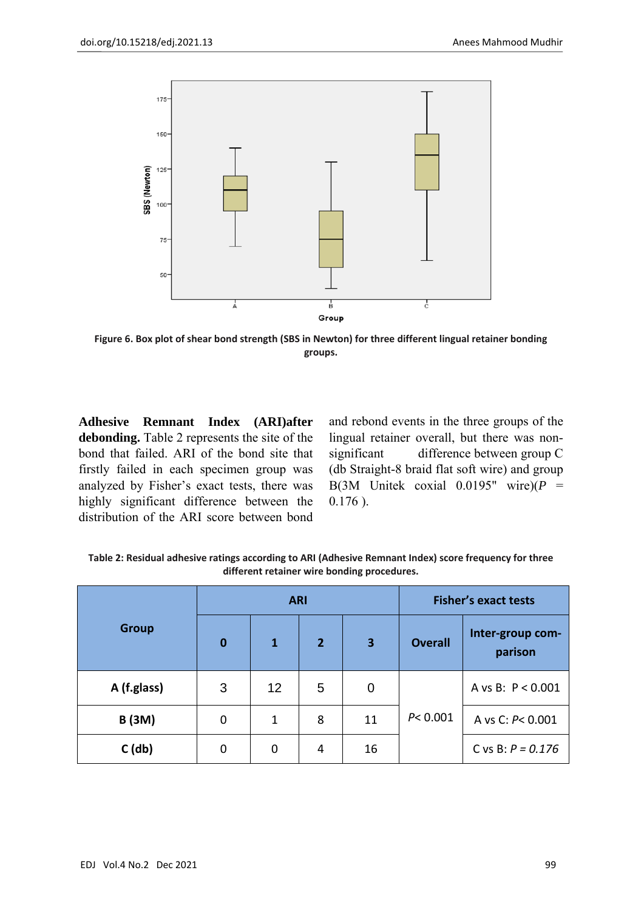Figure 6. Box plot of shear bond strength (SBS in Newton) for three different lingual retainer bonding groups.

**Adhesive Remnant Index (ARI)after debonding.** Table 2 represents the site of the bond that failed. ARI of the bond site that firstly failed in each specimen group was analyzed by Fisher's exact tests, there was highly significant difference between the distribution of the ARI score between bond and rebond events in the three groups of the lingual retainer overall, but there was non-significant difference between group C (db Straight-8 braid flat soft wire) and group B(3M Unitek coxial 0.0195" wire)($P$ = 0.176 ).

**Table 2: Residual adhesive ratings according to ARI (Adhesive Remnant Index) score frequency for three different retainer wire bonding procedures.**

| Group | ARI | | | | Fisher's exact tests | |
|---|---|---|---|---|---|---|
| | 0 | 1 | 2 | 3 | Overall | Inter-group comparison |
| A (f.glass) | 3 | 12 | 5 | 0 | $P < 0.001$ | A vs B: $P < 0.001$ |
| B (3M) | 0 | 1 | 8 | 11 | | A vs C: $P < 0.001$ |
| C (db) | 0 | 0 | 4 | 16 | | C vs B: $P = 0.176$ |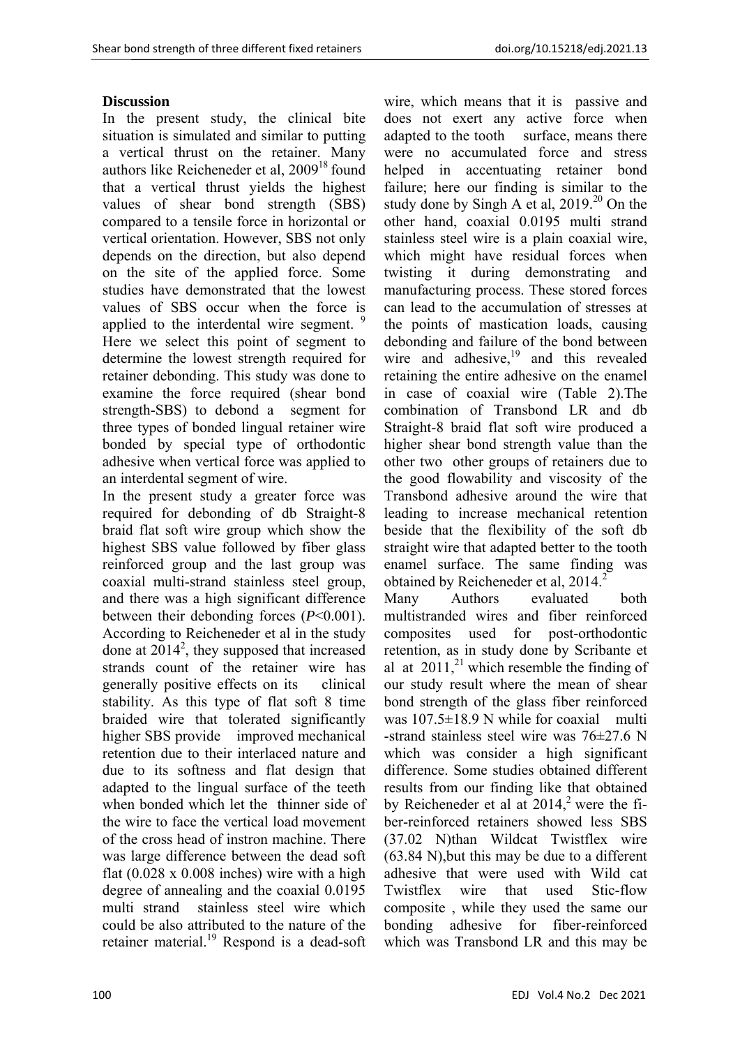## Discussion

In the present study, the clinical bite situation is simulated and similar to putting a vertical thrust on the retainer. Many authors like Reicheneder et al, 2009[18] found that a vertical thrust yields the highest values of shear bond strength (SBS) compared to a tensile force in horizontal or vertical orientation. However, SBS not only depends on the direction, but also depend on the site of the applied force. Some studies have demonstrated that the lowest values of SBS occur when the force is applied to the interdental wire segment. [9] Here we select this point of segment to determine the lowest strength required for retainer debonding. This study was done to examine the force required (shear bond strength-SBS) to debond a segment for three types of bonded lingual retainer wire bonded by special type of orthodontic adhesive when vertical force was applied to an interdental segment of wire.

In the present study a greater force was required for debonding of db Straight-8 braid flat soft wire group which show the highest SBS value followed by fiber glass reinforced group and the last group was coaxial multi-strand stainless steel group, and there was a high significant difference between their debonding forces (*P*<0.001). According to Reicheneder et al in the study done at 2014[2], they supposed that increased strands count of the retainer wire has generally positive effects on its clinical stability. As this type of flat soft 8 time braided wire that tolerated significantly higher SBS provide improved mechanical retention due to their interlaced nature and due to its softness and flat design that adapted to the lingual surface of the teeth when bonded which let the thinner side of the wire to face the vertical load movement of the cross head of instron machine. There was large difference between the dead soft flat (0.028 x 0.008 inches) wire with a high degree of annealing and the coaxial 0.0195 multi strand stainless steel wire which could be also attributed to the nature of the retainer material.[19] Respond is a dead-soft wire, which means that it is passive and does not exert any active force when adapted to the tooth surface, means there were no accumulated force and stress helped in accentuating retainer bond failure; here our finding is similar to the study done by Singh A et al, 2019.[20] On the other hand, coaxial 0.0195 multi strand stainless steel wire is a plain coaxial wire, which might have residual forces when twisting it during demonstrating and manufacturing process. These stored forces can lead to the accumulation of stresses at the points of mastication loads, causing debonding and failure of the bond between wire and adhesive,[19] and this revealed retaining the entire adhesive on the enamel in case of coaxial wire (Table 2).The combination of Transbond LR and db Straight-8 braid flat soft wire produced a higher shear bond strength value than the other two other groups of retainers due to the good flowability and viscosity of the Transbond adhesive around the wire that leading to increase mechanical retention beside that the flexibility of the soft db straight wire that adapted better to the tooth enamel surface. The same finding was obtained by Reicheneder et al, 2014.[2]

Many Authors evaluated both multistranded wires and fiber reinforced composites used for post-orthodontic retention, as in study done by Scribante et al at 2011,[21] which resemble the finding of our study result where the mean of shear bond strength of the glass fiber reinforced was 107.5±18.9 N while for coaxial multi -strand stainless steel wire was 76±27.6 N which was consider a high significant difference. Some studies obtained different results from our finding like that obtained by Reicheneder et al at 2014,[2] were the fiber-reinforced retainers showed less SBS (37.02 N)than Wildcat Twistflex wire (63.84 N),but this may be due to a different adhesive that were used with Wild cat Twistflex wire that used Stic-flow composite , while they used the same our bonding adhesive for fiber-reinforced which was Transbond LR and this may be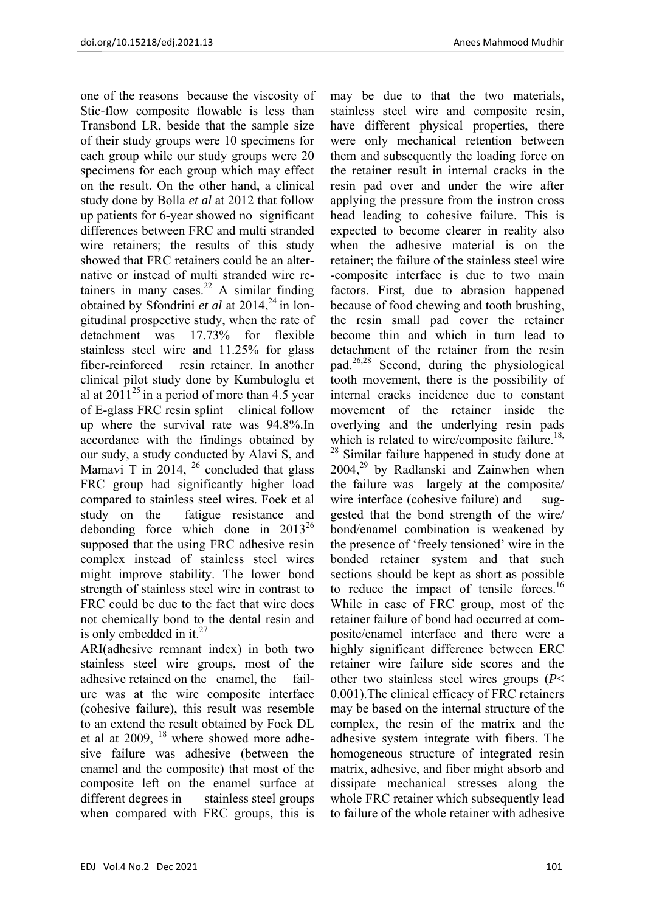one of the reasons because the viscosity of Stic-flow composite flowable is less than Transbond LR, beside that the sample size of their study groups were 10 specimens for each group while our study groups were 20 specimens for each group which may effect on the result. On the other hand, a clinical study done by Bolla *et al* at 2012 that follow up patients for 6-year showed no significant differences between FRC and multi stranded wire retainers; the results of this study showed that FRC retainers could be an alternative or instead of multi stranded wire retainers in many cases.[22] A similar finding obtained by Sfondrini *et al* at 2014,[24] in longitudinal prospective study, when the rate of detachment was 17.73% for flexible stainless steel wire and 11.25% for glass fiber-reinforced resin retainer. In another clinical pilot study done by Kumbuloglu et al at 2011[25] in a period of more than 4.5 year of E-glass FRC resin splint clinical follow up where the survival rate was 94.8%.In accordance with the findings obtained by our sudy, a study conducted by Alavi S, and Mamavi T in 2014, [26] concluded that glass FRC group had significantly higher load compared to stainless steel wires. Foek et al study on the fatigue resistance and debonding force which done in 2013[26] supposed that the using FRC adhesive resin complex instead of stainless steel wires might improve stability. The lower bond strength of stainless steel wire in contrast to FRC could be due to the fact that wire does not chemically bond to the dental resin and is only embedded in it.[27]

ARI(adhesive remnant index) in both two stainless steel wire groups, most of the adhesive retained on the enamel, the failure was at the wire composite interface (cohesive failure), this result was resemble to an extend the result obtained by Foek DL et al at 2009, [18] where showed more adhesive failure was adhesive (between the enamel and the composite) that most of the composite left on the enamel surface at different degrees in stainless steel groups when compared with FRC groups, this is may be due to that the two materials, stainless steel wire and composite resin, have different physical properties, there were only mechanical retention between them and subsequently the loading force on the retainer result in internal cracks in the resin pad over and under the wire after applying the pressure from the instron cross head leading to cohesive failure. This is expected to become clearer in reality also when the adhesive material is on the retainer; the failure of the stainless steel wire -composite interface is due to two main factors. First, due to abrasion happened because of food chewing and tooth brushing, the resin small pad cover the retainer become thin and which in turn lead to detachment of the retainer from the resin pad.[26,28] Second, during the physiological tooth movement, there is the possibility of internal cracks incidence due to constant movement of the retainer inside the overlying and the underlying resin pads which is related to wire/composite failure.[18,28] Similar failure happened in study done at 2004,[29] by Radlanski and Zainwhen when the failure was largely at the composite/wire interface (cohesive failure) and suggested that the bond strength of the wire/bond/enamel combination is weakened by the presence of 'freely tensioned' wire in the bonded retainer system and that such sections should be kept as short as possible to reduce the impact of tensile forces.[16] While in case of FRC group, most of the retainer failure of bond had occurred at composite/enamel interface and there were a highly significant difference between ERC retainer wire failure side scores and the other two stainless steel wires groups ($P$< 0.001).The clinical efficacy of FRC retainers may be based on the internal structure of the complex, the resin of the matrix and the adhesive system integrate with fibers. The homogeneous structure of integrated resin matrix, adhesive, and fiber might absorb and dissipate mechanical stresses along the whole FRC retainer which subsequently lead to failure of the whole retainer with adhesive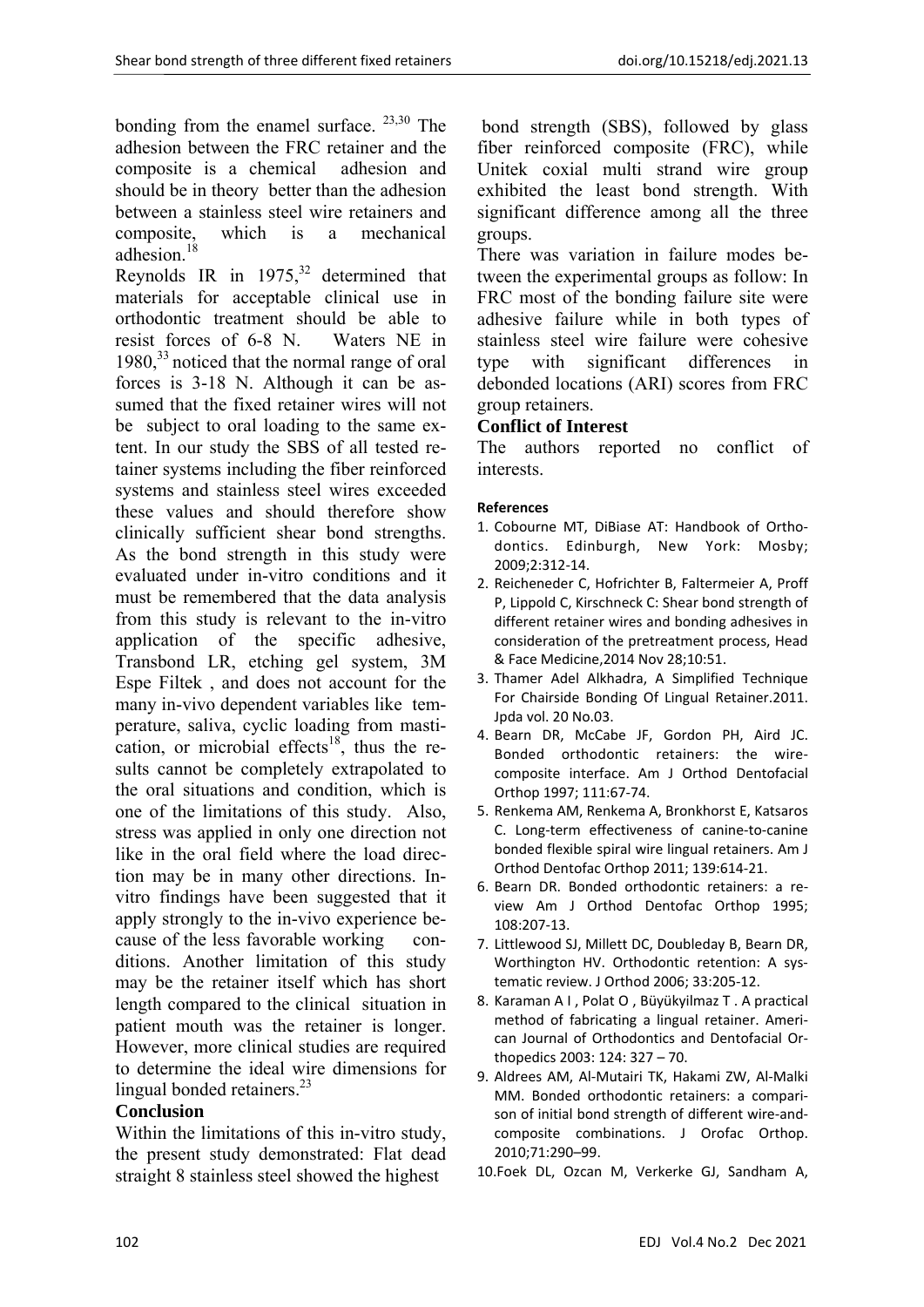bonding from the enamel surface. [23,30] The adhesion between the FRC retainer and the composite is a chemical adhesion and should be in theory better than the adhesion between a stainless steel wire retainers and composite, which is a mechanical adhesion.[18]

Reynolds IR in 1975,[32] determined that materials for acceptable clinical use in orthodontic treatment should be able to resist forces of 6-8 N. Waters NE in 1980,[33] noticed that the normal range of oral forces is 3-18 N. Although it can be assumed that the fixed retainer wires will not be subject to oral loading to the same extent. In our study the SBS of all tested retainer systems including the fiber reinforced systems and stainless steel wires exceeded these values and should therefore show clinically sufficient shear bond strengths. As the bond strength in this study were evaluated under in-vitro conditions and it must be remembered that the data analysis from this study is relevant to the in-vitro application of the specific adhesive, Transbond LR, etching gel system, 3M Espe Filtek , and does not account for the many in-vivo dependent variables like temperature, saliva, cyclic loading from mastication, or microbial effects[18], thus the results cannot be completely extrapolated to the oral situations and condition, which is one of the limitations of this study. Also, stress was applied in only one direction not like in the oral field where the load direction may be in many other directions. In-vitro findings have been suggested that it apply strongly to the in-vivo experience because of the less favorable working conditions. Another limitation of this study may be the retainer itself which has short length compared to the clinical situation in patient mouth was the retainer is longer. However, more clinical studies are required to determine the ideal wire dimensions for lingual bonded retainers.[23]

## Conclusion

Within the limitations of this in-vitro study, the present study demonstrated: Flat dead straight 8 stainless steel showed the highest bond strength (SBS), followed by glass fiber reinforced composite (FRC), while Unitek coxial multi strand wire group exhibited the least bond strength. With significant difference among all the three groups.

There was variation in failure modes between the experimental groups as follow: In FRC most of the bonding failure site were adhesive failure while in both types of stainless steel wire failure were cohesive type with significant differences in debonded locations (ARI) scores from FRC group retainers.

## Conflict of Interest

The authors reported no conflict of interests.

### References

1. Cobourne MT, DiBiase AT: Handbook of Orthodontics. Edinburgh, New York: Mosby; 2009;2:312-14.
2. Reicheneder C, Hofrichter B, Faltermeier A, Proff P, Lippold C, Kirschneck C: Shear bond strength of different retainer wires and bonding adhesives in consideration of the pretreatment process, Head & Face Medicine,2014 Nov 28;10:51.
3. Thamer Adel Alkhadra, A Simplified Technique For Chairside Bonding Of Lingual Retainer.2011. Jpda vol. 20 No.03.
4. Bearn DR, McCabe JF, Gordon PH, Aird JC. Bonded orthodontic retainers: the wire-composite interface. Am J Orthod Dentofacial Orthop 1997; 111:67-74.
5. Renkema AM, Renkema A, Bronkhorst E, Katsaros C. Long-term effectiveness of canine-to-canine bonded flexible spiral wire lingual retainers. Am J Orthod Dentofac Orthop 2011; 139:614-21.
6. Bearn DR. Bonded orthodontic retainers: a review Am J Orthod Dentofac Orthop 1995; 108:207-13.
7. Littlewood SJ, Millett DC, Doubleday B, Bearn DR, Worthington HV. Orthodontic retention: A systematic review. J Orthod 2006; 33:205-12.
8. Karaman A I , Polat O , Büyükyilmaz T . A practical method of fabricating a lingual retainer. American Journal of Orthodontics and Dentofacial Orthopedics 2003: 124: 327 – 70.
9. Aldrees AM, Al-Mutairi TK, Hakami ZW, Al-Malki MM. Bonded orthodontic retainers: a comparison of initial bond strength of different wire-and-composite combinations. J Orofac Orthop. 2010;71:290–99.
10. Foek DL, Ozcan M, Verkerke GJ, Sandham A,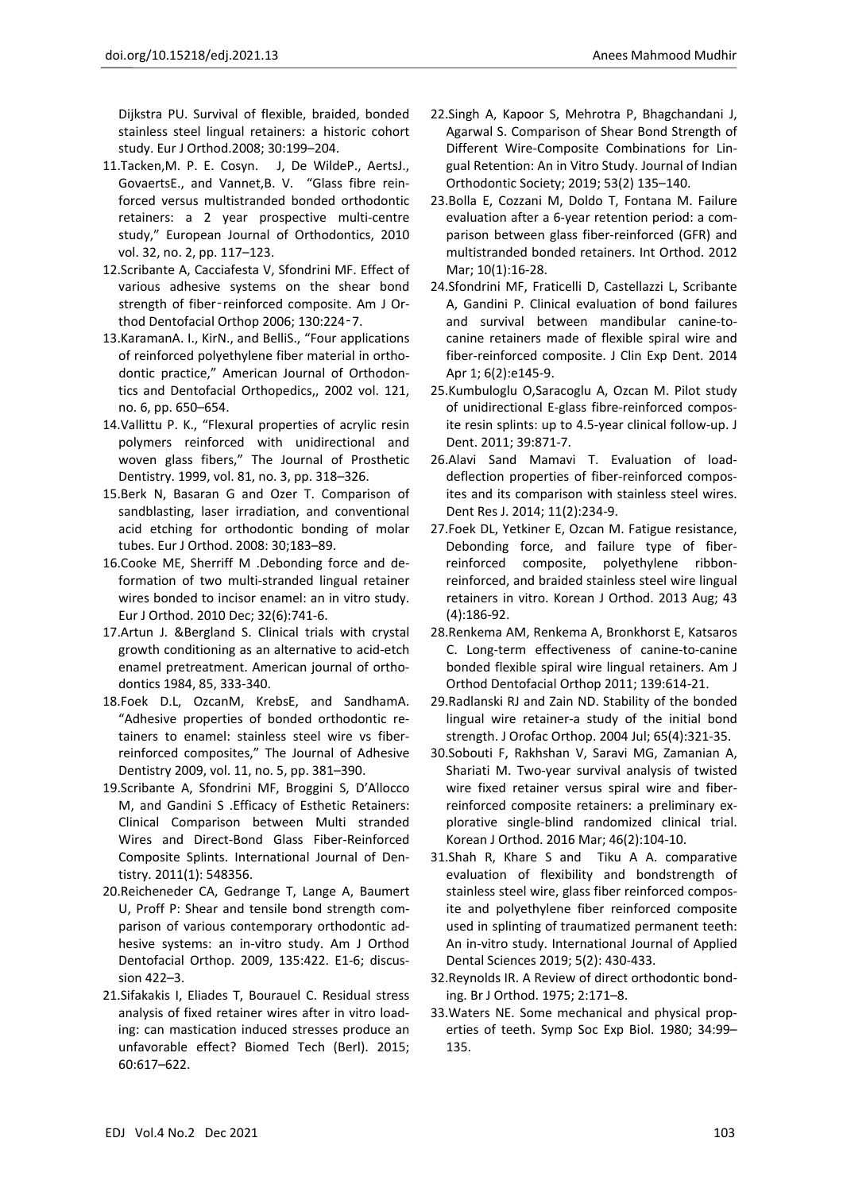Dijkstra PU. Survival of flexible, braided, bonded stainless steel lingual retainers: a historic cohort study. Eur J Orthod.2008; 30:199–204.

11.Tacken,M. P. E. Cosyn. J, De WildeP., AertsJ., GovaertsE., and Vannet,B. V. "Glass fibre reinforced versus multistranded bonded orthodontic retainers: a 2 year prospective multi-centre study," European Journal of Orthodontics, 2010 vol. 32, no. 2, pp. 117–123.

12.Scribante A, Cacciafesta V, Sfondrini MF. Effect of various adhesive systems on the shear bond strength of fiber‑reinforced composite. Am J Orthod Dentofacial Orthop 2006; 130:224‑7.

13.KaramanA. I., KirN., and BelliS., "Four applications of reinforced polyethylene fiber material in orthodontic practice," American Journal of Orthodontics and Dentofacial Orthopedics,, 2002 vol. 121, no. 6, pp. 650–654.

14.Vallittu P. K., "Flexural properties of acrylic resin polymers reinforced with unidirectional and woven glass fibers," The Journal of Prosthetic Dentistry. 1999, vol. 81, no. 3, pp. 318–326.

15.Berk N, Basaran G and Ozer T. Comparison of sandblasting, laser irradiation, and conventional acid etching for orthodontic bonding of molar tubes. Eur J Orthod. 2008: 30;183–89.

16.Cooke ME, Sherriff M .Debonding force and deformation of two multi-stranded lingual retainer wires bonded to incisor enamel: an in vitro study. Eur J Orthod. 2010 Dec; 32(6):741-6.

17.Artun J. &Bergland S. Clinical trials with crystal growth conditioning as an alternative to acid-etch enamel pretreatment. American journal of orthodontics 1984, 85, 333-340.

18.Foek D.L, OzcanM, KrebsE, and SandhamA. "Adhesive properties of bonded orthodontic retainers to enamel: stainless steel wire vs fiber-reinforced composites," The Journal of Adhesive Dentistry 2009, vol. 11, no. 5, pp. 381–390.

19.Scribante A, Sfondrini MF, Broggini S, D'Allocco M, and Gandini S .Efficacy of Esthetic Retainers: Clinical Comparison between Multi stranded Wires and Direct-Bond Glass Fiber-Reinforced Composite Splints. International Journal of Dentistry. 2011(1): 548356.

20.Reicheneder CA, Gedrange T, Lange A, Baumert U, Proff P: Shear and tensile bond strength comparison of various contemporary orthodontic adhesive systems: an in-vitro study. Am J Orthod Dentofacial Orthop. 2009, 135:422. E1-6; discussion 422–3.

21.Sifakakis I, Eliades T, Bourauel C. Residual stress analysis of fixed retainer wires after in vitro loading: can mastication induced stresses produce an unfavorable effect? Biomed Tech (Berl). 2015; 60:617–622.

22.Singh A, Kapoor S, Mehrotra P, Bhagchandani J, Agarwal S. Comparison of Shear Bond Strength of Different Wire-Composite Combinations for Lingual Retention: An in Vitro Study. Journal of Indian Orthodontic Society; 2019; 53(2) 135–140.

23.Bolla E, Cozzani M, Doldo T, Fontana M. Failure evaluation after a 6-year retention period: a comparison between glass fiber-reinforced (GFR) and multistranded bonded retainers. Int Orthod. 2012 Mar; 10(1):16-28.

24.Sfondrini MF, Fraticelli D, Castellazzi L, Scribante A, Gandini P. Clinical evaluation of bond failures and survival between mandibular canine-to-canine retainers made of flexible spiral wire and fiber-reinforced composite. J Clin Exp Dent. 2014 Apr 1; 6(2):e145-9.

25.Kumbuloglu O,Saracoglu A, Ozcan M. Pilot study of unidirectional E-glass fibre-reinforced composite resin splints: up to 4.5-year clinical follow-up. J Dent. 2011; 39:871-7.

26.Alavi Sand Mamavi T. Evaluation of load-deflection properties of fiber-reinforced composites and its comparison with stainless steel wires. Dent Res J. 2014; 11(2):234-9.

27.Foek DL, Yetkiner E, Ozcan M. Fatigue resistance, Debonding force, and failure type of fiber-reinforced composite, polyethylene ribbon-reinforced, and braided stainless steel wire lingual retainers in vitro. Korean J Orthod. 2013 Aug; 43 (4):186-92.

28.Renkema AM, Renkema A, Bronkhorst E, Katsaros C. Long-term effectiveness of canine-to-canine bonded flexible spiral wire lingual retainers. Am J Orthod Dentofacial Orthop 2011; 139:614-21.

29.Radlanski RJ and Zain ND. Stability of the bonded lingual wire retainer-a study of the initial bond strength. J Orofac Orthop. 2004 Jul; 65(4):321-35.

30.Sobouti F, Rakhshan V, Saravi MG, Zamanian A, Shariati M. Two-year survival analysis of twisted wire fixed retainer versus spiral wire and fiber-reinforced composite retainers: a preliminary explorative single-blind randomized clinical trial. Korean J Orthod. 2016 Mar; 46(2):104-10.

31.Shah R, Khare S and Tiku A A. comparative evaluation of flexibility and bondstrength of stainless steel wire, glass fiber reinforced composite and polyethylene fiber reinforced composite used in splinting of traumatized permanent teeth: An in-vitro study. International Journal of Applied Dental Sciences 2019; 5(2): 430-433.

32.Reynolds IR. A Review of direct orthodontic bonding. Br J Orthod. 1975; 2:171–8.

33.Waters NE. Some mechanical and physical properties of teeth. Symp Soc Exp Biol. 1980; 34:99–135.